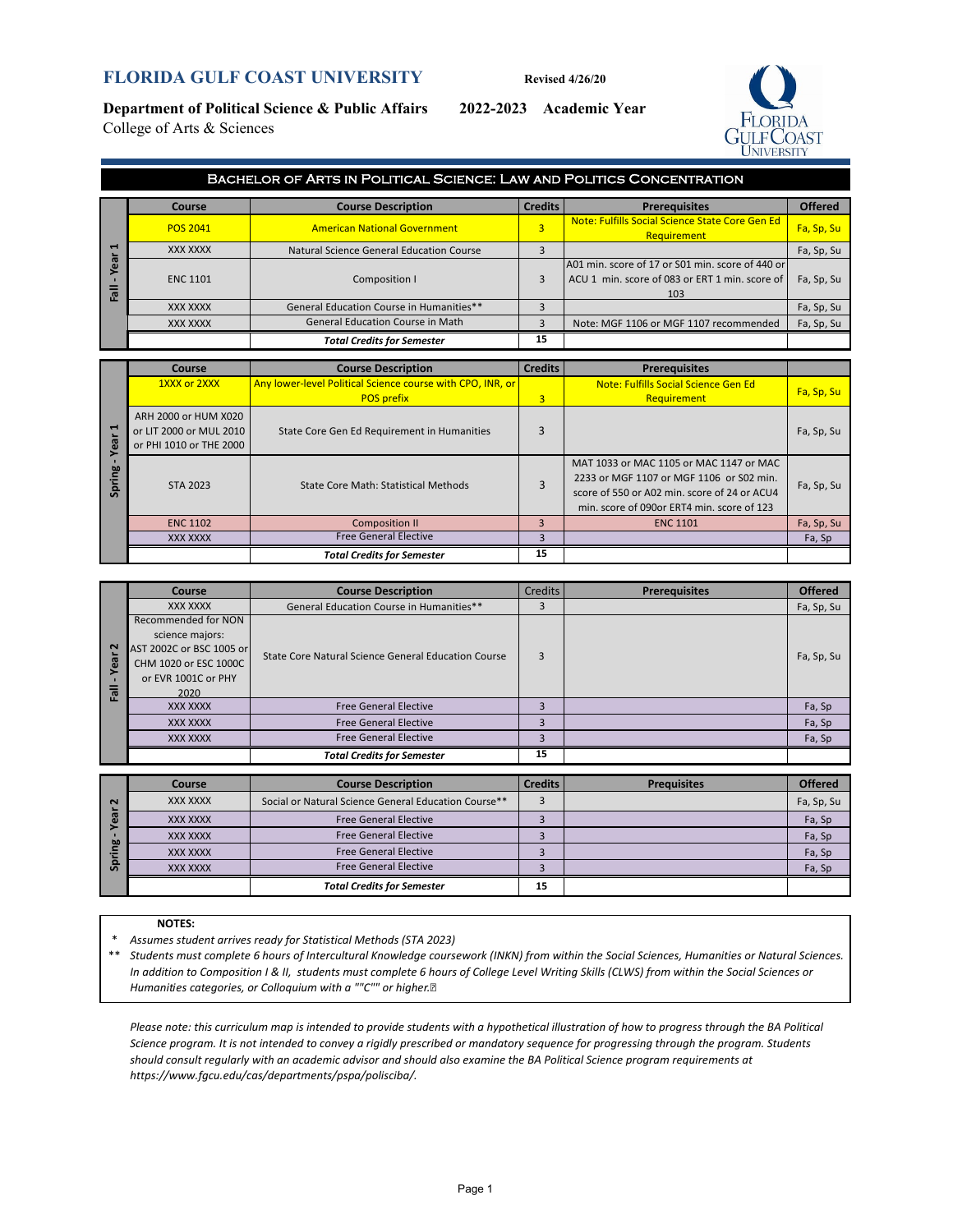# FLORIDA GULF COAST UNIVERSITY

Revised 4/26/20

**Department of Political Science & Public Affairs** **2022-2023 Academic Year**

College of Arts & Sciences

## Bachelor of Arts in Political Science: Law and Politics Concentration

**Fall - Year 1**

| Course | Course Description | Credits | Prerequisites | Offered |
|---|---|---|---|---|
| POS 2041 | American National Government | 3 | Note: Fulfills Social Science State Core Gen Ed Requirement | Fa, Sp, Su |
| XXX XXXX | Natural Science General Education Course | 3 | | Fa, Sp, Su |
| ENC 1101 | Composition I | 3 | A01 min. score of 17 or S01 min. score of 440 or ACU 1 min. score of 083 or ERT 1 min. score of 103 | Fa, Sp, Su |
| XXX XXXX | General Education Course in Humanities** | 3 | | Fa, Sp, Su |
| XXX XXXX | General Education Course in Math | 3 | Note: MGF 1106 or MGF 1107 recommended | Fa, Sp, Su |
| | ***Total Credits for Semester*** | **15** | | |

**Spring - Year 1**

| Course | Course Description | Credits | Prerequisites | |
|---|---|---|---|---|
| 1XXX or 2XXX | Any lower-level Political Science course with CPO, INR, or POS prefix | 3 | Note: Fulfills Social Science Gen Ed Requirement | Fa, Sp, Su |
| ARH 2000 or HUM X020 or LIT 2000 or MUL 2010 or PHI 1010 or THE 2000 | State Core Gen Ed Requirement in Humanities | 3 | | Fa, Sp, Su |
| STA 2023 | State Core Math: Statistical Methods | 3 | MAT 1033 or MAC 1105 or MAC 1147 or MAC 2233 or MGF 1107 or MGF 1106 or S02 min. score of 550 or A02 min. score of 24 or ACU4 min. score of 090or ERT4 min. score of 123 | Fa, Sp, Su |
| ENC 1102 | Composition II | 3 | ENC 1101 | Fa, Sp, Su |
| XXX XXXX | Free General Elective | 3 | | Fa, Sp |
| | ***Total Credits for Semester*** | **15** | | |

**Fall - Year 2**

| Course | Course Description | Credits | Prerequisites | Offered |
|---|---|---|---|---|
| XXX XXXX | General Education Course in Humanities** | 3 | | Fa, Sp, Su |
| Recommended for NON science majors: AST 2002C or BSC 1005 or CHM 1020 or ESC 1000C or EVR 1001C or PHY 2020 | State Core Natural Science General Education Course | 3 | | Fa, Sp, Su |
| XXX XXXX | Free General Elective | 3 | | Fa, Sp |
| XXX XXXX | Free General Elective | 3 | | Fa, Sp |
| XXX XXXX | Free General Elective | 3 | | Fa, Sp |
| | ***Total Credits for Semester*** | **15** | | |

**Spring - Year 2**

| Course | Course Description | Credits | Prequisites | Offered |
|---|---|---|---|---|
| XXX XXXX | Social or Natural Science General Education Course** | 3 | | Fa, Sp, Su |
| XXX XXXX | Free General Elective | 3 | | Fa, Sp |
| XXX XXXX | Free General Elective | 3 | | Fa, Sp |
| XXX XXXX | Free General Elective | 3 | | Fa, Sp |
| XXX XXXX | Free General Elective | 3 | | Fa, Sp |
| | ***Total Credits for Semester*** | **15** | | |

**NOTES:**

\* *Assumes student arrives ready for Statistical Methods (STA 2023)*

** *Students must complete 6 hours of Intercultural Knowledge coursework (INKN) from within the Social Sciences, Humanities or Natural Sciences. In addition to Composition I & II, students must complete 6 hours of College Level Writing Skills (CLWS) from within the Social Sciences or Humanities categories, or Colloquium with a ""C"" or higher.*

*Please note: this curriculum map is intended to provide students with a hypothetical illustration of how to progress through the BA Political Science program. It is not intended to convey a rigidly prescribed or mandatory sequence for progressing through the program. Students should consult regularly with an academic advisor and should also examine the BA Political Science program requirements at https://www.fgcu.edu/cas/departments/pspa/polisciba/.*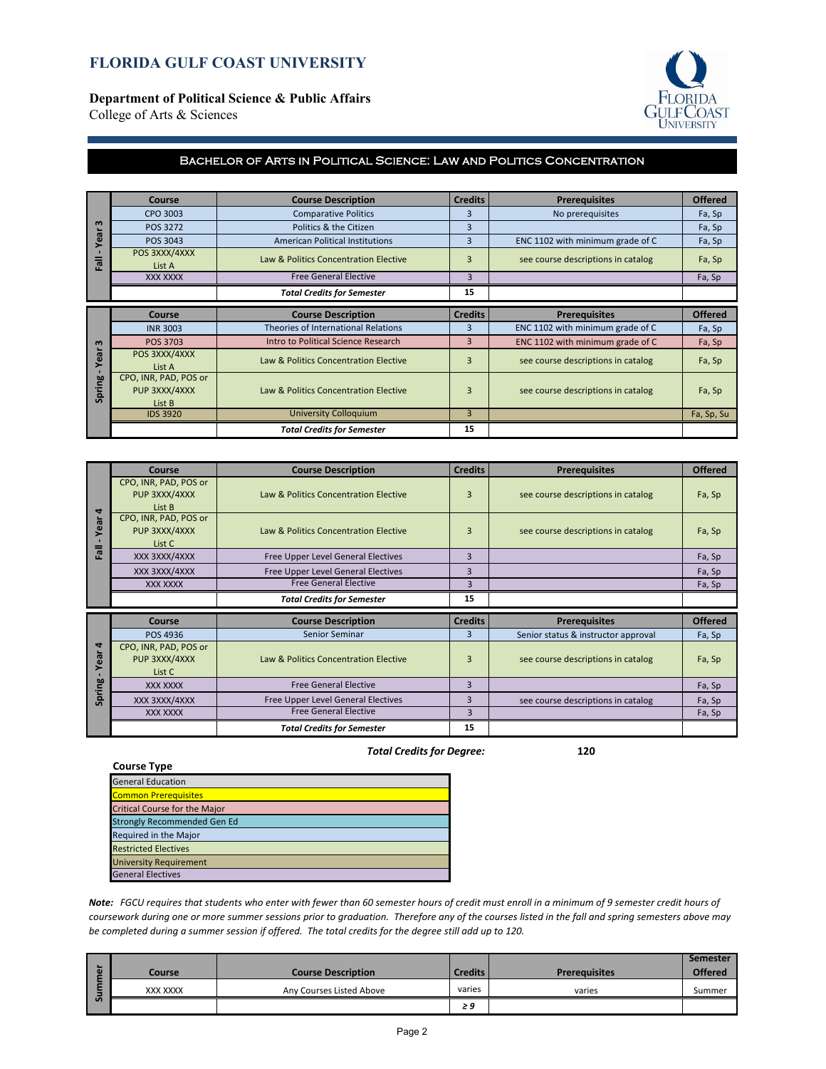# FLORIDA GULF COAST UNIVERSITY

**Department of Political Science & Public Affairs**
College of Arts & Sciences

## Bachelor of Arts in Political Science: Law and Politics Concentration

| Semester | Course | Course Description | Credits | Prerequisites | Offered |
|---|---|---|---|---|---|
| Fall - Year 3 | CPO 3003 | Comparative Politics | 3 | No prerequisites | Fa, Sp |
| | POS 3272 | Politics & the Citizen | 3 | | Fa, Sp |
| | POS 3043 | American Political Institutions | 3 | ENC 1102 with minimum grade of C | Fa, Sp |
| | POS 3XXX/4XXX List A | Law & Politics Concentration Elective | 3 | see course descriptions in catalog | Fa, Sp |
| | XXX XXXX | Free General Elective | 3 | | Fa, Sp |
| | | ***Total Credits for Semester*** | **15** | | |

| Semester | Course | Course Description | Credits | Prerequisites | Offered |
|---|---|---|---|---|---|
| Spring - Year 3 | INR 3003 | Theories of International Relations | 3 | ENC 1102 with minimum grade of C | Fa, Sp |
| | POS 3703 | Intro to Political Science Research | 3 | ENC 1102 with minimum grade of C | Fa, Sp |
| | POS 3XXX/4XXX List A | Law & Politics Concentration Elective | 3 | see course descriptions in catalog | Fa, Sp |
| | CPO, INR, PAD, POS or PUP 3XXX/4XXX List B | Law & Politics Concentration Elective | 3 | see course descriptions in catalog | Fa, Sp |
| | IDS 3920 | University Colloquium | 3 | | Fa, Sp, Su |
| | | ***Total Credits for Semester*** | **15** | | |

| Semester | Course | Course Description | Credits | Prerequisites | Offered |
|---|---|---|---|---|---|
| Fall - Year 4 | CPO, INR, PAD, POS or PUP 3XXX/4XXX List B | Law & Politics Concentration Elective | 3 | see course descriptions in catalog | Fa, Sp |
| | CPO, INR, PAD, POS or PUP 3XXX/4XXX List C | Law & Politics Concentration Elective | 3 | see course descriptions in catalog | Fa, Sp |
| | XXX 3XXX/4XXX | Free Upper Level General Electives | 3 | | Fa, Sp |
| | XXX 3XXX/4XXX | Free Upper Level General Electives | 3 | | Fa, Sp |
| | XXX XXXX | Free General Elective | 3 | | Fa, Sp |
| | | ***Total Credits for Semester*** | **15** | | |

| Semester | Course | Course Description | Credits | Prerequisites | Offered |
|---|---|---|---|---|---|
| Spring - Year 4 | POS 4936 | Senior Seminar | 3 | Senior status & instructor approval | Fa, Sp |
| | CPO, INR, PAD, POS or PUP 3XXX/4XXX List C | Law & Politics Concentration Elective | 3 | see course descriptions in catalog | Fa, Sp |
| | XXX XXXX | Free General Elective | 3 | | Fa, Sp |
| | XXX 3XXX/4XXX | Free Upper Level General Electives | 3 | see course descriptions in catalog | Fa, Sp |
| | XXX XXXX | Free General Elective | 3 | | Fa, Sp |
| | | ***Total Credits for Semester*** | **15** | | |

***Total Credits for Degree:*** **120**

**Course Type**

- General Education
- Common Prerequisites
- Critical Course for the Major
- Strongly Recommended Gen Ed
- Required in the Major
- Restricted Electives
- University Requirement
- General Electives

***Note:*** *FGCU requires that students who enter with fewer than 60 semester hours of credit must enroll in a minimum of 9 semester credit hours of coursework during one or more summer sessions prior to graduation. Therefore any of the courses listed in the fall and spring semesters above may be completed during a summer session if offered. The total credits for the degree still add up to 120.*

| Semester | Course | Course Description | Credits | Prerequisites | Semester Offered |
|---|---|---|---|---|---|
| Summer | XXX XXXX | Any Courses Listed Above | varies | varies | Summer |
| | | | ***≥ 9*** | | |